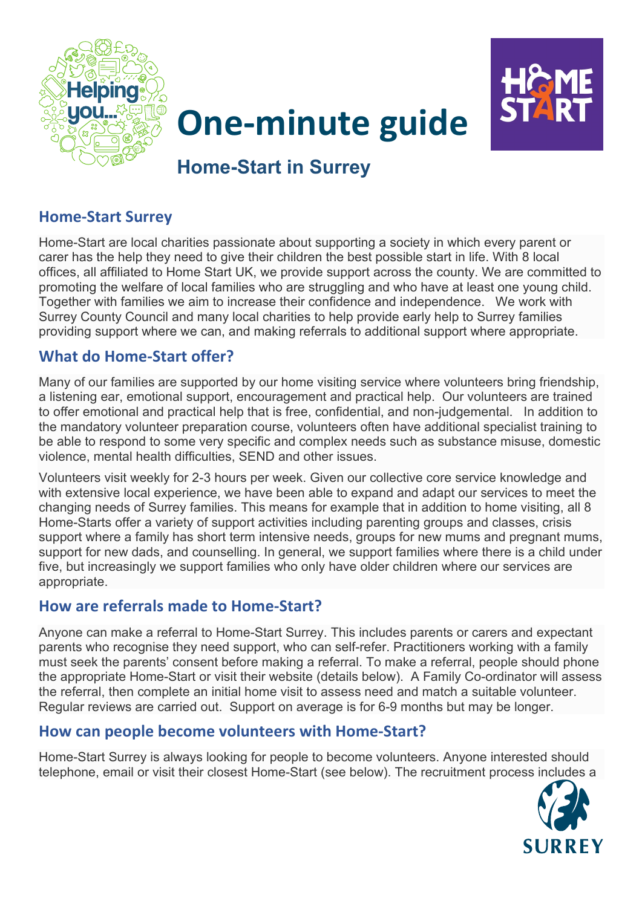# One-minute guide

## Home-Start in Surrey

### Home-Start Surrey

Home-Start are local charities passionate about supporting a society in which every parent or carer has the help they need to give their children the best possible start in life. With 8 local offices, all affiliated to Home Start UK, we provide support across the county. We are committed to promoting the welfare of local families who are struggling and who have at least one young child. Together with families we aim to increase their confidence and independence. We work with Surrey County Council and many local charities to help provide early help to Surrey families providing support where we can, and making referrals to additional support where appropriate.

### What do Home-Start offer?

Many of our families are supported by our home visiting service where volunteers bring friendship, a listening ear, emotional support, encouragement and practical help. Our volunteers are trained to offer emotional and practical help that is free, confidential, and non-judgemental. In addition to the mandatory volunteer preparation course, volunteers often have additional specialist training to be able to respond to some very specific and complex needs such as substance misuse, domestic violence, mental health difficulties, SEND and other issues.

Volunteers visit weekly for 2-3 hours per week. Given our collective core service knowledge and with extensive local experience, we have been able to expand and adapt our services to meet the changing needs of Surrey families. This means for example that in addition to home visiting, all 8 Home-Starts offer a variety of support activities including parenting groups and classes, crisis support where a family has short term intensive needs, groups for new mums and pregnant mums, support for new dads, and counselling. In general, we support families where there is a child under five, but increasingly we support families who only have older children where our services are appropriate.

### How are referrals made to Home-Start?

Anyone can make a referral to Home-Start Surrey. This includes parents or carers and expectant parents who recognise they need support, who can self-refer. Practitioners working with a family must seek the parents' consent before making a referral. To make a referral, people should phone the appropriate Home-Start or visit their website (details below). A Family Co-ordinator will assess the referral, then complete an initial home visit to assess need and match a suitable volunteer. Regular reviews are carried out. Support on average is for 6-9 months but may be longer.

### How can people become volunteers with Home-Start?

Home-Start Surrey is always looking for people to become volunteers. Anyone interested should telephone, email or visit their closest Home-Start (see below). The recruitment process includes a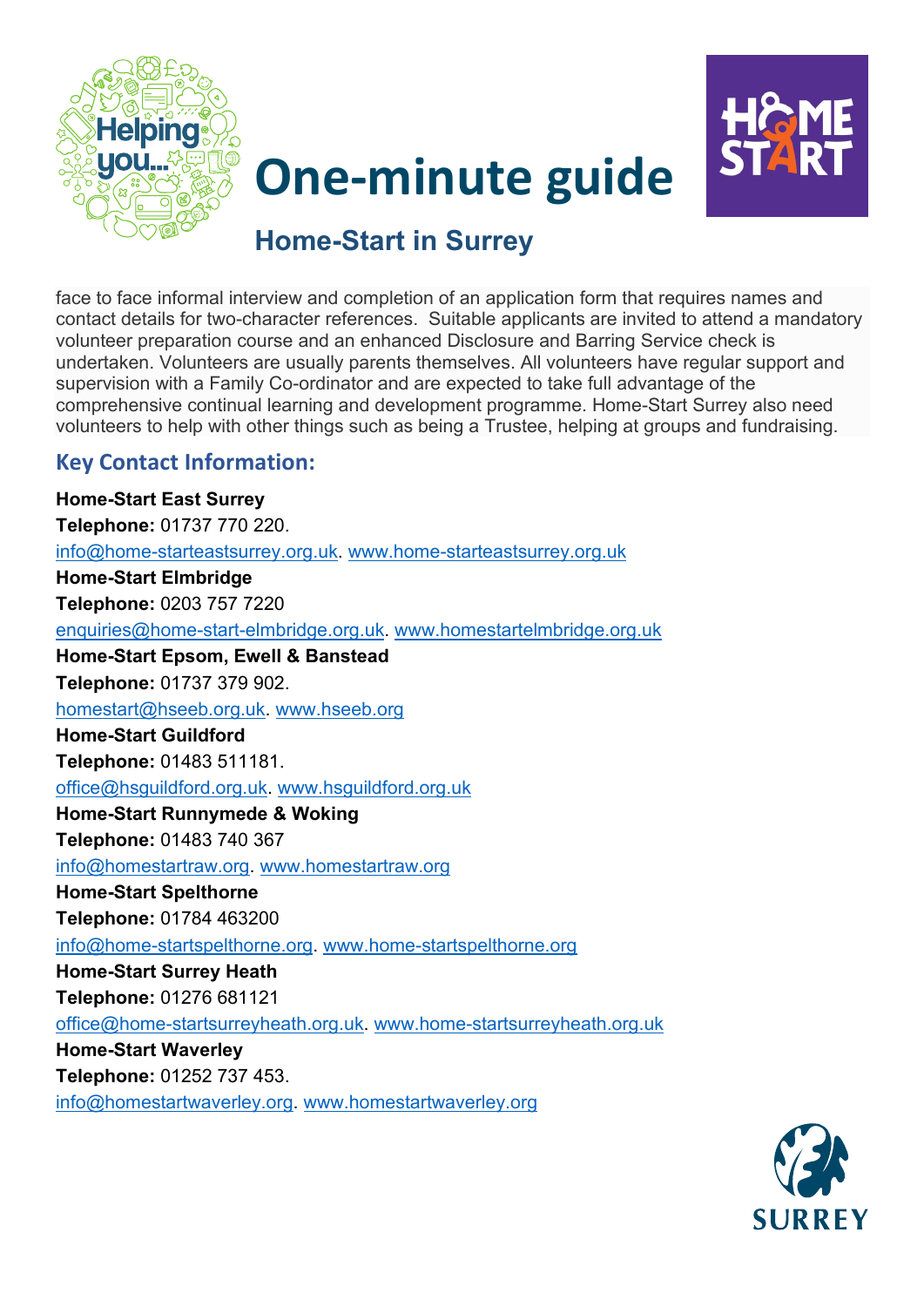# One-minute guide

## Home-Start in Surrey

face to face informal interview and completion of an application form that requires names and contact details for two-character references. Suitable applicants are invited to attend a mandatory volunteer preparation course and an enhanced Disclosure and Barring Service check is undertaken. Volunteers are usually parents themselves. All volunteers have regular support and supervision with a Family Co-ordinator and are expected to take full advantage of the comprehensive continual learning and development programme. Home-Start Surrey also need volunteers to help with other things such as being a Trustee, helping at groups and fundraising.

### Key Contact Information:

**Home-Start East Surrey**
**Telephone:** 01737 770 220.
info@home-starteastsurrey.org.uk. www.home-starteastsurrey.org.uk

**Home-Start Elmbridge**
**Telephone:** 0203 757 7220
enquiries@home-start-elmbridge.org.uk. www.homestartelmbridge.org.uk

**Home-Start Epsom, Ewell & Banstead**
**Telephone:** 01737 379 902.
homestart@hseeb.org.uk. www.hseeb.org

**Home-Start Guildford**
**Telephone:** 01483 511181.
office@hsguildford.org.uk. www.hsguildford.org.uk

**Home-Start Runnymede & Woking**
**Telephone:** 01483 740 367
info@homestartraw.org. www.homestartraw.org

**Home-Start Spelthorne**
**Telephone:** 01784 463200
info@home-startspelthorne.org. www.home-startspelthorne.org

**Home-Start Surrey Heath**
**Telephone:** 01276 681121
office@home-startsurreyheath.org.uk. www.home-startsurreyheath.org.uk

**Home-Start Waverley**
**Telephone:** 01252 737 453.
info@homestartwaverley.org. www.homestartwaverley.org